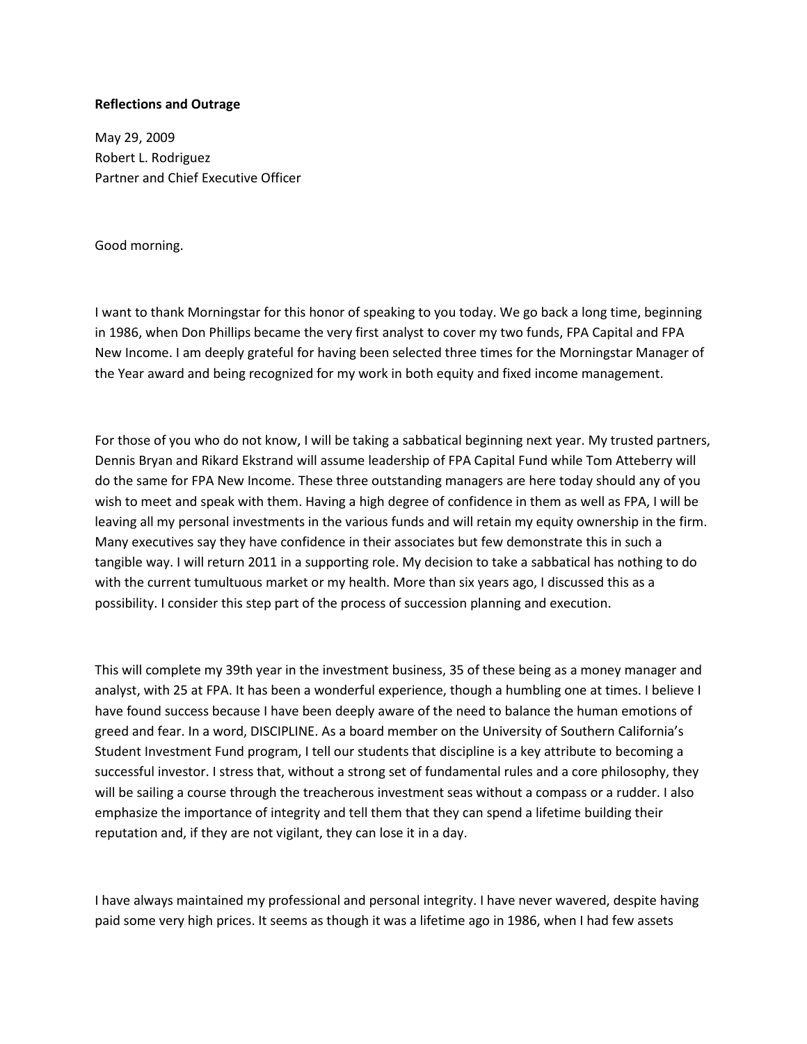**Reflections and Outrage**

May 29, 2009
Robert L. Rodriguez
Partner and Chief Executive Officer

Good morning.

I want to thank Morningstar for this honor of speaking to you today. We go back a long time, beginning in 1986, when Don Phillips became the very first analyst to cover my two funds, FPA Capital and FPA New Income. I am deeply grateful for having been selected three times for the Morningstar Manager of the Year award and being recognized for my work in both equity and fixed income management.

For those of you who do not know, I will be taking a sabbatical beginning next year. My trusted partners, Dennis Bryan and Rikard Ekstrand will assume leadership of FPA Capital Fund while Tom Atteberry will do the same for FPA New Income. These three outstanding managers are here today should any of you wish to meet and speak with them. Having a high degree of confidence in them as well as FPA, I will be leaving all my personal investments in the various funds and will retain my equity ownership in the firm. Many executives say they have confidence in their associates but few demonstrate this in such a tangible way. I will return 2011 in a supporting role. My decision to take a sabbatical has nothing to do with the current tumultuous market or my health. More than six years ago, I discussed this as a possibility. I consider this step part of the process of succession planning and execution.

This will complete my 39th year in the investment business, 35 of these being as a money manager and analyst, with 25 at FPA. It has been a wonderful experience, though a humbling one at times. I believe I have found success because I have been deeply aware of the need to balance the human emotions of greed and fear. In a word, DISCIPLINE. As a board member on the University of Southern California's Student Investment Fund program, I tell our students that discipline is a key attribute to becoming a successful investor. I stress that, without a strong set of fundamental rules and a core philosophy, they will be sailing a course through the treacherous investment seas without a compass or a rudder. I also emphasize the importance of integrity and tell them that they can spend a lifetime building their reputation and, if they are not vigilant, they can lose it in a day.

I have always maintained my professional and personal integrity. I have never wavered, despite having paid some very high prices. It seems as though it was a lifetime ago in 1986, when I had few assets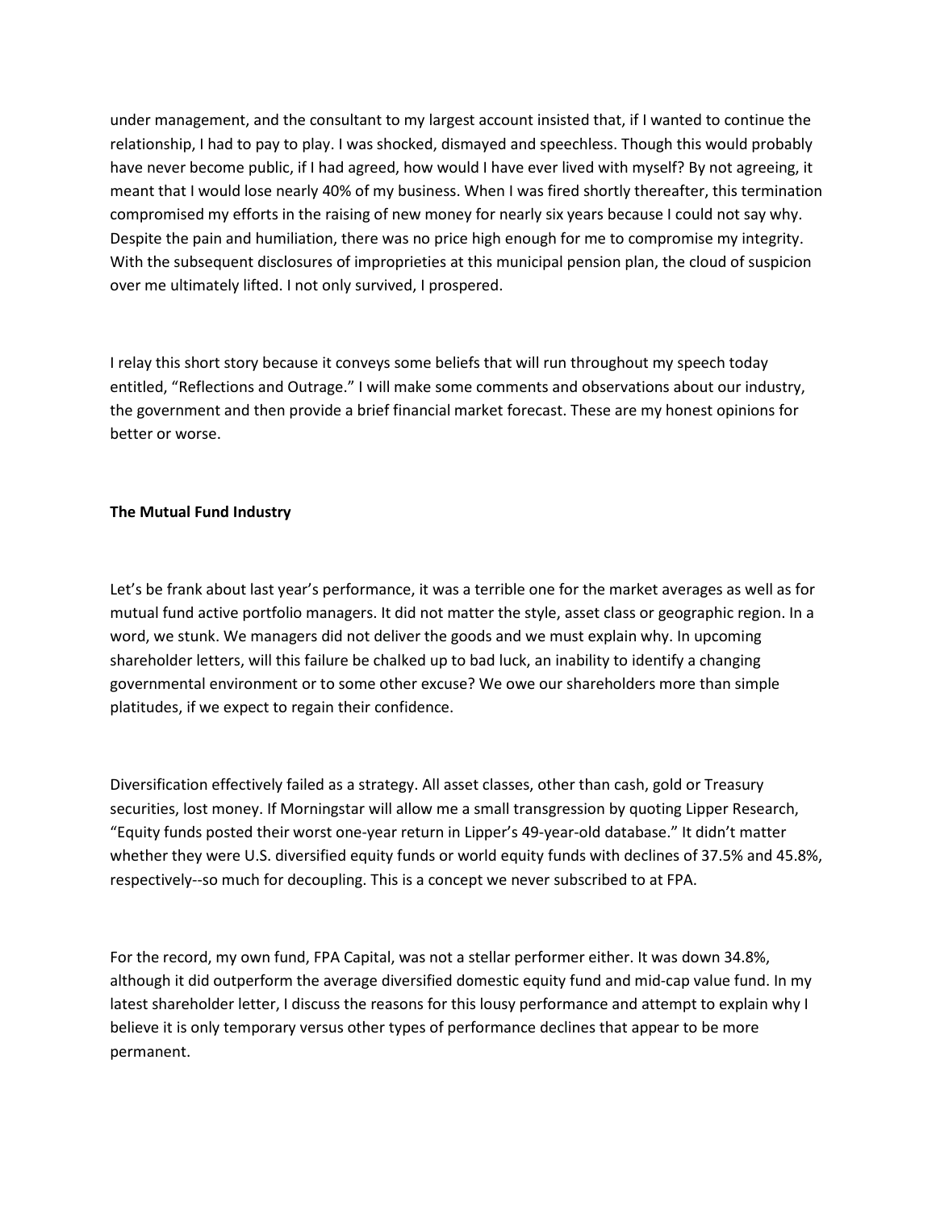under management, and the consultant to my largest account insisted that, if I wanted to continue the relationship, I had to pay to play. I was shocked, dismayed and speechless. Though this would probably have never become public, if I had agreed, how would I have ever lived with myself? By not agreeing, it meant that I would lose nearly 40% of my business. When I was fired shortly thereafter, this termination compromised my efforts in the raising of new money for nearly six years because I could not say why. Despite the pain and humiliation, there was no price high enough for me to compromise my integrity. With the subsequent disclosures of improprieties at this municipal pension plan, the cloud of suspicion over me ultimately lifted. I not only survived, I prospered.

I relay this short story because it conveys some beliefs that will run throughout my speech today entitled, "Reflections and Outrage." I will make some comments and observations about our industry, the government and then provide a brief financial market forecast. These are my honest opinions for better or worse.

**The Mutual Fund Industry**

Let's be frank about last year's performance, it was a terrible one for the market averages as well as for mutual fund active portfolio managers. It did not matter the style, asset class or geographic region. In a word, we stunk. We managers did not deliver the goods and we must explain why. In upcoming shareholder letters, will this failure be chalked up to bad luck, an inability to identify a changing governmental environment or to some other excuse? We owe our shareholders more than simple platitudes, if we expect to regain their confidence.

Diversification effectively failed as a strategy. All asset classes, other than cash, gold or Treasury securities, lost money. If Morningstar will allow me a small transgression by quoting Lipper Research, "Equity funds posted their worst one-year return in Lipper's 49-year-old database." It didn't matter whether they were U.S. diversified equity funds or world equity funds with declines of 37.5% and 45.8%, respectively--so much for decoupling. This is a concept we never subscribed to at FPA.

For the record, my own fund, FPA Capital, was not a stellar performer either. It was down 34.8%, although it did outperform the average diversified domestic equity fund and mid-cap value fund. In my latest shareholder letter, I discuss the reasons for this lousy performance and attempt to explain why I believe it is only temporary versus other types of performance declines that appear to be more permanent.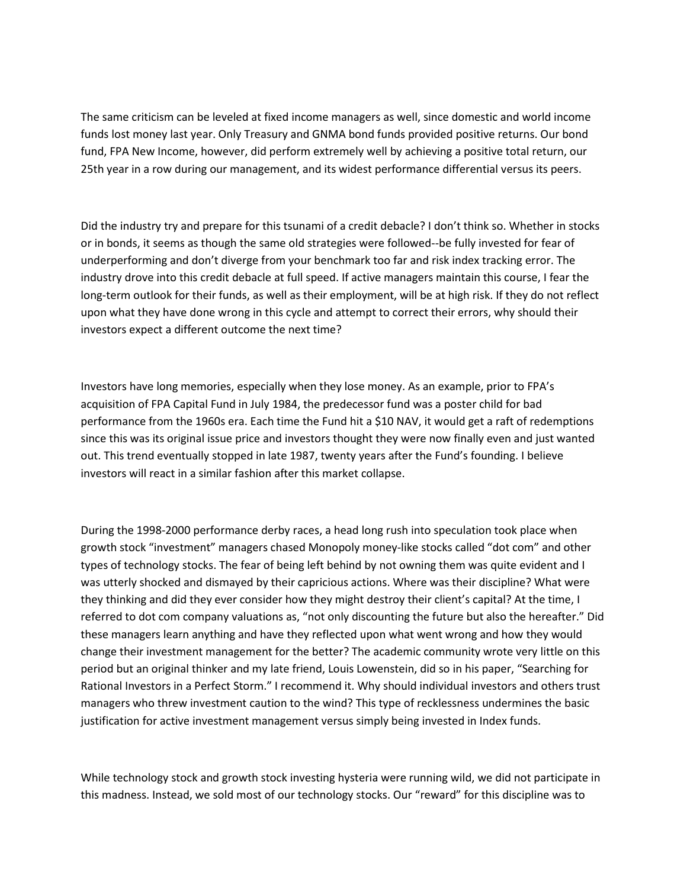The same criticism can be leveled at fixed income managers as well, since domestic and world income funds lost money last year. Only Treasury and GNMA bond funds provided positive returns. Our bond fund, FPA New Income, however, did perform extremely well by achieving a positive total return, our 25th year in a row during our management, and its widest performance differential versus its peers.

Did the industry try and prepare for this tsunami of a credit debacle? I don't think so. Whether in stocks or in bonds, it seems as though the same old strategies were followed--be fully invested for fear of underperforming and don't diverge from your benchmark too far and risk index tracking error. The industry drove into this credit debacle at full speed. If active managers maintain this course, I fear the long-term outlook for their funds, as well as their employment, will be at high risk. If they do not reflect upon what they have done wrong in this cycle and attempt to correct their errors, why should their investors expect a different outcome the next time?

Investors have long memories, especially when they lose money. As an example, prior to FPA's acquisition of FPA Capital Fund in July 1984, the predecessor fund was a poster child for bad performance from the 1960s era. Each time the Fund hit a $10 NAV, it would get a raft of redemptions since this was its original issue price and investors thought they were now finally even and just wanted out. This trend eventually stopped in late 1987, twenty years after the Fund's founding. I believe investors will react in a similar fashion after this market collapse.

During the 1998-2000 performance derby races, a head long rush into speculation took place when growth stock "investment" managers chased Monopoly money-like stocks called "dot com" and other types of technology stocks. The fear of being left behind by not owning them was quite evident and I was utterly shocked and dismayed by their capricious actions. Where was their discipline? What were they thinking and did they ever consider how they might destroy their client's capital? At the time, I referred to dot com company valuations as, "not only discounting the future but also the hereafter." Did these managers learn anything and have they reflected upon what went wrong and how they would change their investment management for the better? The academic community wrote very little on this period but an original thinker and my late friend, Louis Lowenstein, did so in his paper, "Searching for Rational Investors in a Perfect Storm." I recommend it. Why should individual investors and others trust managers who threw investment caution to the wind? This type of recklessness undermines the basic justification for active investment management versus simply being invested in Index funds.

While technology stock and growth stock investing hysteria were running wild, we did not participate in this madness. Instead, we sold most of our technology stocks. Our "reward" for this discipline was to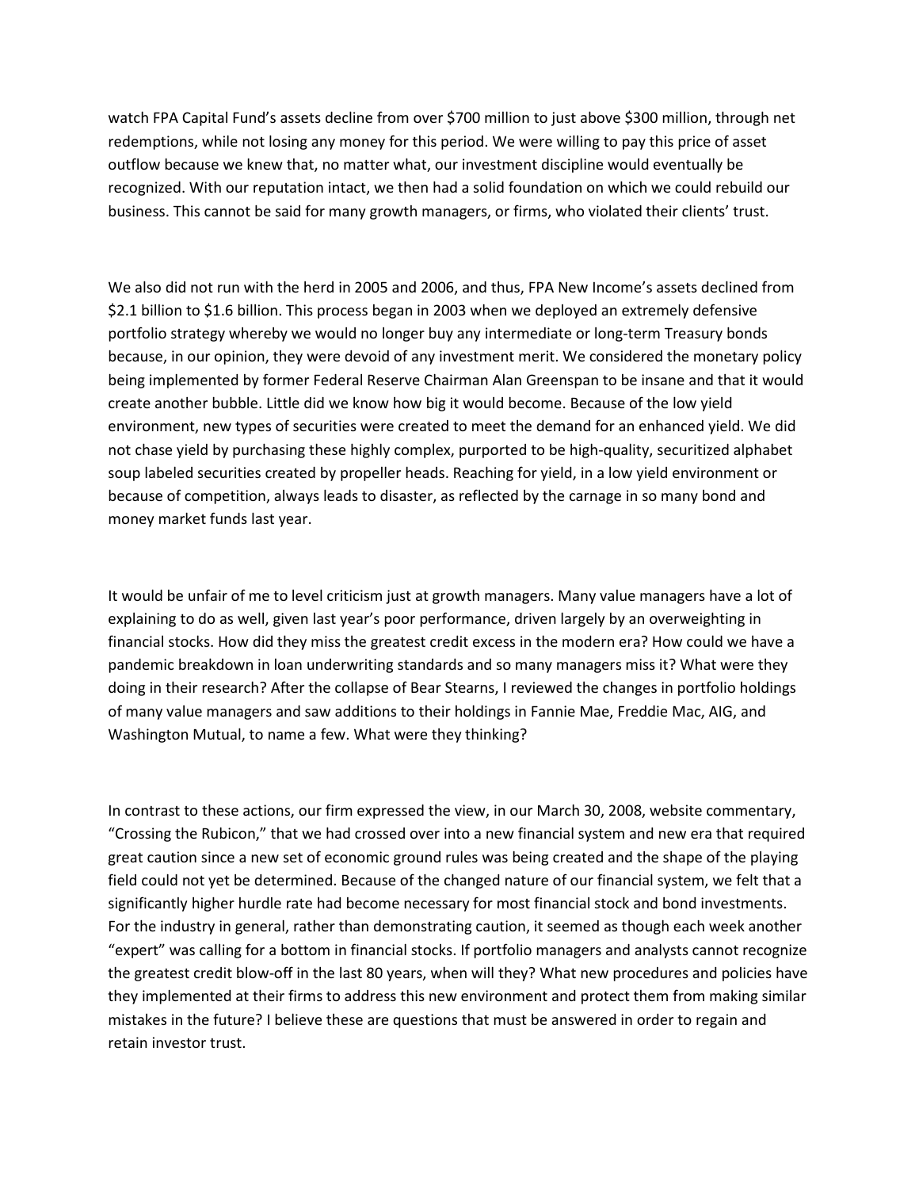watch FPA Capital Fund's assets decline from over $700 million to just above $300 million, through net redemptions, while not losing any money for this period. We were willing to pay this price of asset outflow because we knew that, no matter what, our investment discipline would eventually be recognized. With our reputation intact, we then had a solid foundation on which we could rebuild our business. This cannot be said for many growth managers, or firms, who violated their clients' trust.

We also did not run with the herd in 2005 and 2006, and thus, FPA New Income's assets declined from $2.1 billion to $1.6 billion. This process began in 2003 when we deployed an extremely defensive portfolio strategy whereby we would no longer buy any intermediate or long-term Treasury bonds because, in our opinion, they were devoid of any investment merit. We considered the monetary policy being implemented by former Federal Reserve Chairman Alan Greenspan to be insane and that it would create another bubble. Little did we know how big it would become. Because of the low yield environment, new types of securities were created to meet the demand for an enhanced yield. We did not chase yield by purchasing these highly complex, purported to be high-quality, securitized alphabet soup labeled securities created by propeller heads. Reaching for yield, in a low yield environment or because of competition, always leads to disaster, as reflected by the carnage in so many bond and money market funds last year.

It would be unfair of me to level criticism just at growth managers. Many value managers have a lot of explaining to do as well, given last year's poor performance, driven largely by an overweighting in financial stocks. How did they miss the greatest credit excess in the modern era? How could we have a pandemic breakdown in loan underwriting standards and so many managers miss it? What were they doing in their research? After the collapse of Bear Stearns, I reviewed the changes in portfolio holdings of many value managers and saw additions to their holdings in Fannie Mae, Freddie Mac, AIG, and Washington Mutual, to name a few. What were they thinking?

In contrast to these actions, our firm expressed the view, in our March 30, 2008, website commentary, "Crossing the Rubicon," that we had crossed over into a new financial system and new era that required great caution since a new set of economic ground rules was being created and the shape of the playing field could not yet be determined. Because of the changed nature of our financial system, we felt that a significantly higher hurdle rate had become necessary for most financial stock and bond investments. For the industry in general, rather than demonstrating caution, it seemed as though each week another "expert" was calling for a bottom in financial stocks. If portfolio managers and analysts cannot recognize the greatest credit blow-off in the last 80 years, when will they? What new procedures and policies have they implemented at their firms to address this new environment and protect them from making similar mistakes in the future? I believe these are questions that must be answered in order to regain and retain investor trust.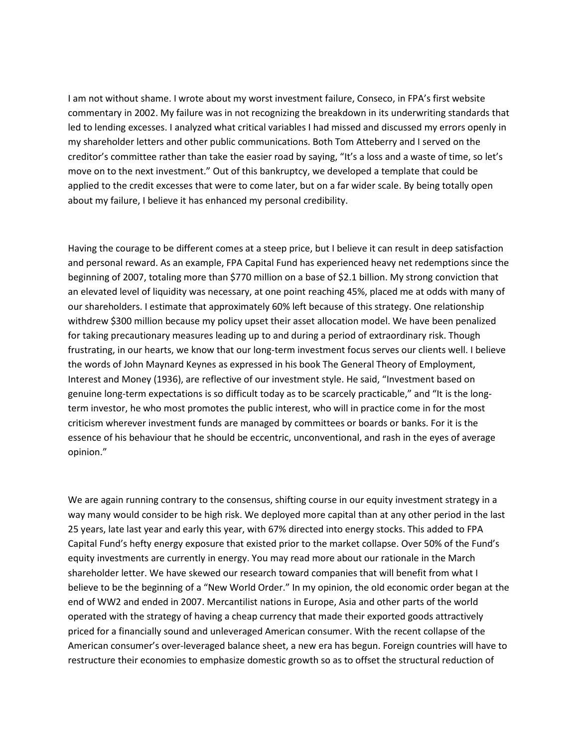I am not without shame. I wrote about my worst investment failure, Conseco, in FPA's first website commentary in 2002. My failure was in not recognizing the breakdown in its underwriting standards that led to lending excesses. I analyzed what critical variables I had missed and discussed my errors openly in my shareholder letters and other public communications. Both Tom Atteberry and I served on the creditor's committee rather than take the easier road by saying, "It's a loss and a waste of time, so let's move on to the next investment." Out of this bankruptcy, we developed a template that could be applied to the credit excesses that were to come later, but on a far wider scale. By being totally open about my failure, I believe it has enhanced my personal credibility.

Having the courage to be different comes at a steep price, but I believe it can result in deep satisfaction and personal reward. As an example, FPA Capital Fund has experienced heavy net redemptions since the beginning of 2007, totaling more than $770 million on a base of $2.1 billion. My strong conviction that an elevated level of liquidity was necessary, at one point reaching 45%, placed me at odds with many of our shareholders. I estimate that approximately 60% left because of this strategy. One relationship withdrew $300 million because my policy upset their asset allocation model. We have been penalized for taking precautionary measures leading up to and during a period of extraordinary risk. Though frustrating, in our hearts, we know that our long-term investment focus serves our clients well. I believe the words of John Maynard Keynes as expressed in his book The General Theory of Employment, Interest and Money (1936), are reflective of our investment style. He said, "Investment based on genuine long-term expectations is so difficult today as to be scarcely practicable," and "It is the long-term investor, he who most promotes the public interest, who will in practice come in for the most criticism wherever investment funds are managed by committees or boards or banks. For it is the essence of his behaviour that he should be eccentric, unconventional, and rash in the eyes of average opinion."

We are again running contrary to the consensus, shifting course in our equity investment strategy in a way many would consider to be high risk. We deployed more capital than at any other period in the last 25 years, late last year and early this year, with 67% directed into energy stocks. This added to FPA Capital Fund's hefty energy exposure that existed prior to the market collapse. Over 50% of the Fund's equity investments are currently in energy. You may read more about our rationale in the March shareholder letter. We have skewed our research toward companies that will benefit from what I believe to be the beginning of a "New World Order." In my opinion, the old economic order began at the end of WW2 and ended in 2007. Mercantilist nations in Europe, Asia and other parts of the world operated with the strategy of having a cheap currency that made their exported goods attractively priced for a financially sound and unleveraged American consumer. With the recent collapse of the American consumer's over-leveraged balance sheet, a new era has begun. Foreign countries will have to restructure their economies to emphasize domestic growth so as to offset the structural reduction of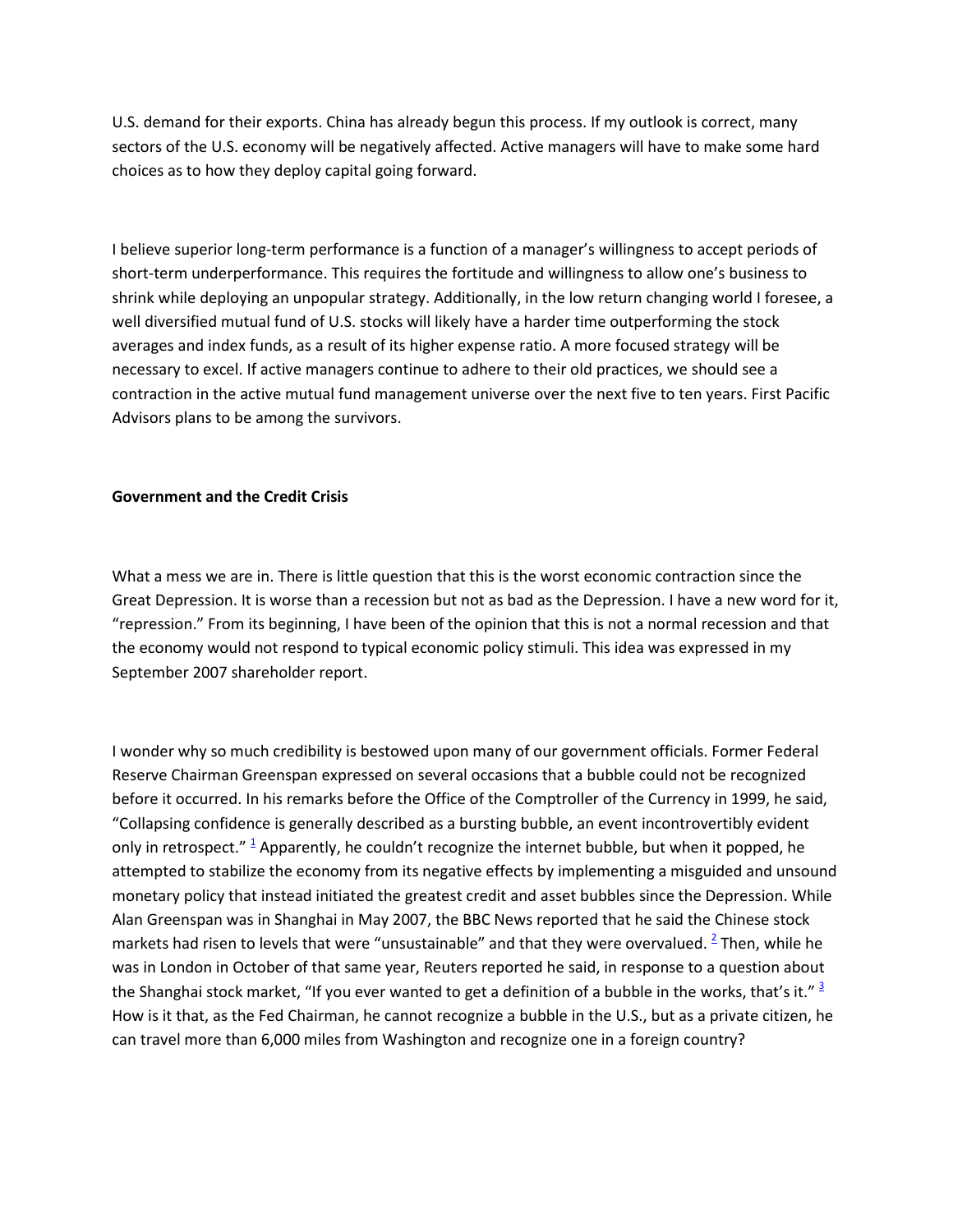U.S. demand for their exports. China has already begun this process. If my outlook is correct, many sectors of the U.S. economy will be negatively affected. Active managers will have to make some hard choices as to how they deploy capital going forward.

I believe superior long-term performance is a function of a manager's willingness to accept periods of short-term underperformance. This requires the fortitude and willingness to allow one's business to shrink while deploying an unpopular strategy. Additionally, in the low return changing world I foresee, a well diversified mutual fund of U.S. stocks will likely have a harder time outperforming the stock averages and index funds, as a result of its higher expense ratio. A more focused strategy will be necessary to excel. If active managers continue to adhere to their old practices, we should see a contraction in the active mutual fund management universe over the next five to ten years. First Pacific Advisors plans to be among the survivors.

**Government and the Credit Crisis**

What a mess we are in. There is little question that this is the worst economic contraction since the Great Depression. It is worse than a recession but not as bad as the Depression. I have a new word for it, "repression." From its beginning, I have been of the opinion that this is not a normal recession and that the economy would not respond to typical economic policy stimuli. This idea was expressed in my September 2007 shareholder report.

I wonder why so much credibility is bestowed upon many of our government officials. Former Federal Reserve Chairman Greenspan expressed on several occasions that a bubble could not be recognized before it occurred. In his remarks before the Office of the Comptroller of the Currency in 1999, he said, "Collapsing confidence is generally described as a bursting bubble, an event incontrovertibly evident only in retrospect." [1] Apparently, he couldn't recognize the internet bubble, but when it popped, he attempted to stabilize the economy from its negative effects by implementing a misguided and unsound monetary policy that instead initiated the greatest credit and asset bubbles since the Depression. While Alan Greenspan was in Shanghai in May 2007, the BBC News reported that he said the Chinese stock markets had risen to levels that were "unsustainable" and that they were overvalued. [2] Then, while he was in London in October of that same year, Reuters reported he said, in response to a question about the Shanghai stock market, "If you ever wanted to get a definition of a bubble in the works, that's it." [3] How is it that, as the Fed Chairman, he cannot recognize a bubble in the U.S., but as a private citizen, he can travel more than 6,000 miles from Washington and recognize one in a foreign country?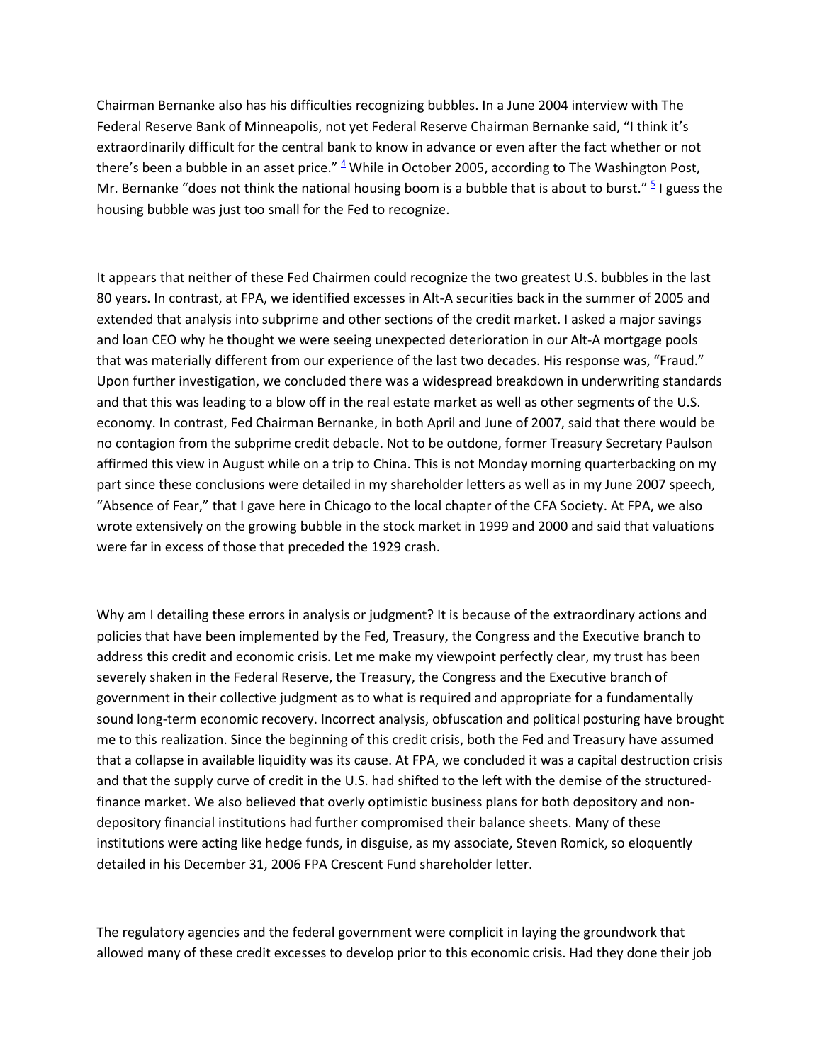Chairman Bernanke also has his difficulties recognizing bubbles. In a June 2004 interview with The Federal Reserve Bank of Minneapolis, not yet Federal Reserve Chairman Bernanke said, "I think it's extraordinarily difficult for the central bank to know in advance or even after the fact whether or not there's been a bubble in an asset price." [4] While in October 2005, according to The Washington Post, Mr. Bernanke "does not think the national housing boom is a bubble that is about to burst." [5] I guess the housing bubble was just too small for the Fed to recognize.

It appears that neither of these Fed Chairmen could recognize the two greatest U.S. bubbles in the last 80 years. In contrast, at FPA, we identified excesses in Alt-A securities back in the summer of 2005 and extended that analysis into subprime and other sections of the credit market. I asked a major savings and loan CEO why he thought we were seeing unexpected deterioration in our Alt-A mortgage pools that was materially different from our experience of the last two decades. His response was, "Fraud." Upon further investigation, we concluded there was a widespread breakdown in underwriting standards and that this was leading to a blow off in the real estate market as well as other segments of the U.S. economy. In contrast, Fed Chairman Bernanke, in both April and June of 2007, said that there would be no contagion from the subprime credit debacle. Not to be outdone, former Treasury Secretary Paulson affirmed this view in August while on a trip to China. This is not Monday morning quarterbacking on my part since these conclusions were detailed in my shareholder letters as well as in my June 2007 speech, "Absence of Fear," that I gave here in Chicago to the local chapter of the CFA Society. At FPA, we also wrote extensively on the growing bubble in the stock market in 1999 and 2000 and said that valuations were far in excess of those that preceded the 1929 crash.

Why am I detailing these errors in analysis or judgment? It is because of the extraordinary actions and policies that have been implemented by the Fed, Treasury, the Congress and the Executive branch to address this credit and economic crisis. Let me make my viewpoint perfectly clear, my trust has been severely shaken in the Federal Reserve, the Treasury, the Congress and the Executive branch of government in their collective judgment as to what is required and appropriate for a fundamentally sound long-term economic recovery. Incorrect analysis, obfuscation and political posturing have brought me to this realization. Since the beginning of this credit crisis, both the Fed and Treasury have assumed that a collapse in available liquidity was its cause. At FPA, we concluded it was a capital destruction crisis and that the supply curve of credit in the U.S. had shifted to the left with the demise of the structured-finance market. We also believed that overly optimistic business plans for both depository and non-depository financial institutions had further compromised their balance sheets. Many of these institutions were acting like hedge funds, in disguise, as my associate, Steven Romick, so eloquently detailed in his December 31, 2006 FPA Crescent Fund shareholder letter.

The regulatory agencies and the federal government were complicit in laying the groundwork that allowed many of these credit excesses to develop prior to this economic crisis. Had they done their job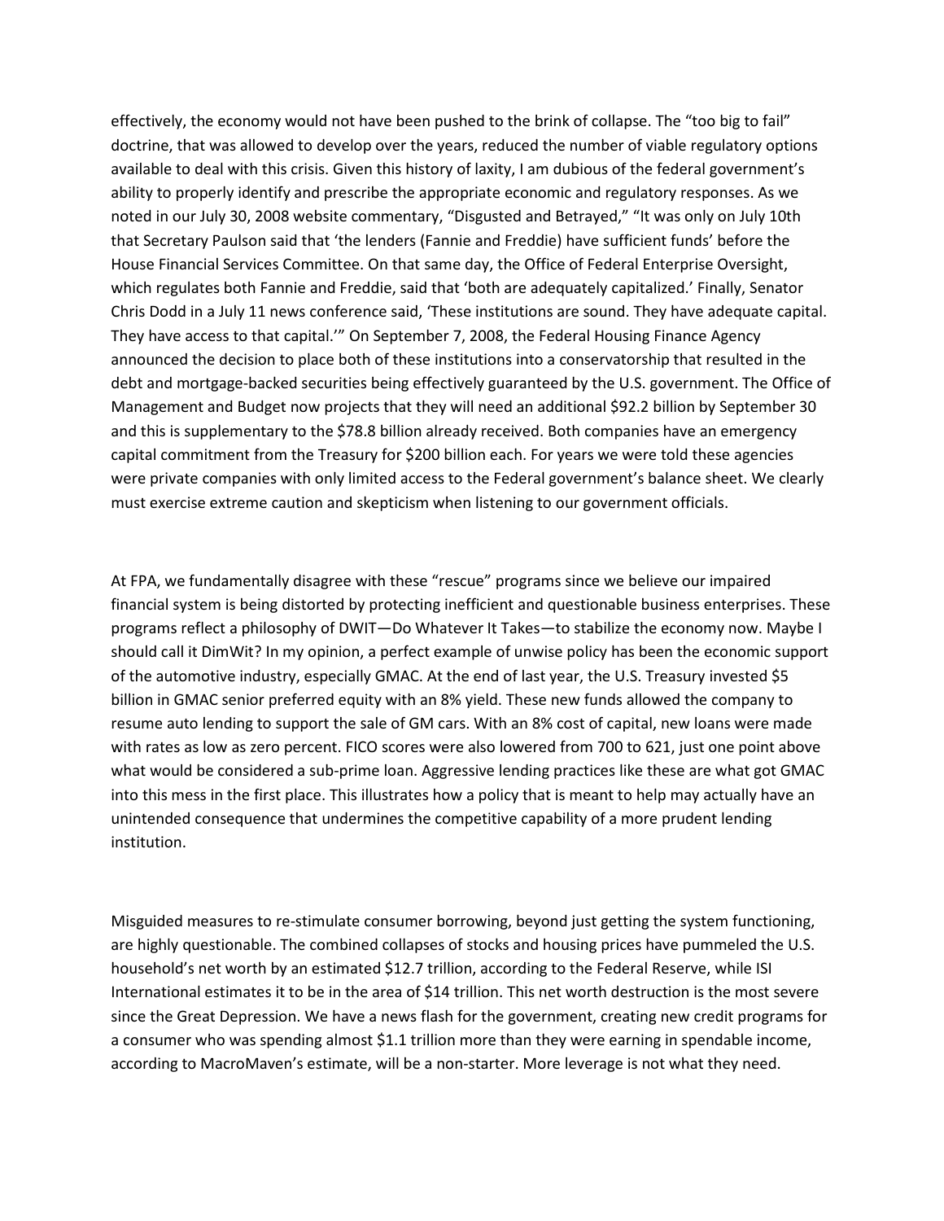effectively, the economy would not have been pushed to the brink of collapse. The "too big to fail" doctrine, that was allowed to develop over the years, reduced the number of viable regulatory options available to deal with this crisis. Given this history of laxity, I am dubious of the federal government's ability to properly identify and prescribe the appropriate economic and regulatory responses. As we noted in our July 30, 2008 website commentary, "Disgusted and Betrayed," "It was only on July 10th that Secretary Paulson said that 'the lenders (Fannie and Freddie) have sufficient funds' before the House Financial Services Committee. On that same day, the Office of Federal Enterprise Oversight, which regulates both Fannie and Freddie, said that 'both are adequately capitalized.' Finally, Senator Chris Dodd in a July 11 news conference said, 'These institutions are sound. They have adequate capital. They have access to that capital.'" On September 7, 2008, the Federal Housing Finance Agency announced the decision to place both of these institutions into a conservatorship that resulted in the debt and mortgage-backed securities being effectively guaranteed by the U.S. government. The Office of Management and Budget now projects that they will need an additional $92.2 billion by September 30 and this is supplementary to the $78.8 billion already received. Both companies have an emergency capital commitment from the Treasury for $200 billion each. For years we were told these agencies were private companies with only limited access to the Federal government's balance sheet. We clearly must exercise extreme caution and skepticism when listening to our government officials.

At FPA, we fundamentally disagree with these "rescue" programs since we believe our impaired financial system is being distorted by protecting inefficient and questionable business enterprises. These programs reflect a philosophy of DWIT—Do Whatever It Takes—to stabilize the economy now. Maybe I should call it DimWit? In my opinion, a perfect example of unwise policy has been the economic support of the automotive industry, especially GMAC. At the end of last year, the U.S. Treasury invested $5 billion in GMAC senior preferred equity with an 8% yield. These new funds allowed the company to resume auto lending to support the sale of GM cars. With an 8% cost of capital, new loans were made with rates as low as zero percent. FICO scores were also lowered from 700 to 621, just one point above what would be considered a sub-prime loan. Aggressive lending practices like these are what got GMAC into this mess in the first place. This illustrates how a policy that is meant to help may actually have an unintended consequence that undermines the competitive capability of a more prudent lending institution.

Misguided measures to re-stimulate consumer borrowing, beyond just getting the system functioning, are highly questionable. The combined collapses of stocks and housing prices have pummeled the U.S. household's net worth by an estimated $12.7 trillion, according to the Federal Reserve, while ISI International estimates it to be in the area of $14 trillion. This net worth destruction is the most severe since the Great Depression. We have a news flash for the government, creating new credit programs for a consumer who was spending almost $1.1 trillion more than they were earning in spendable income, according to MacroMaven's estimate, will be a non-starter. More leverage is not what they need.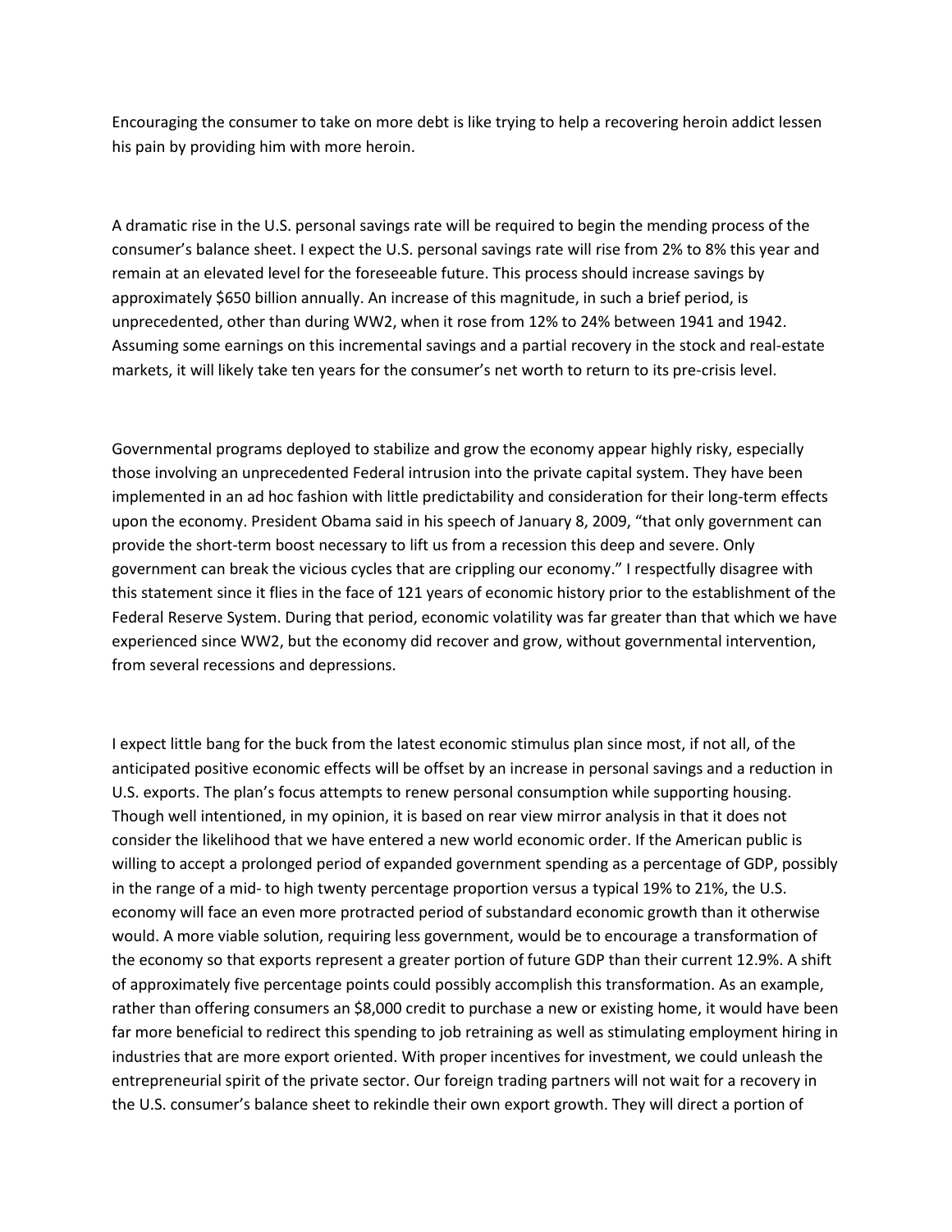Encouraging the consumer to take on more debt is like trying to help a recovering heroin addict lessen his pain by providing him with more heroin.

A dramatic rise in the U.S. personal savings rate will be required to begin the mending process of the consumer's balance sheet. I expect the U.S. personal savings rate will rise from 2% to 8% this year and remain at an elevated level for the foreseeable future. This process should increase savings by approximately $650 billion annually. An increase of this magnitude, in such a brief period, is unprecedented, other than during WW2, when it rose from 12% to 24% between 1941 and 1942. Assuming some earnings on this incremental savings and a partial recovery in the stock and real-estate markets, it will likely take ten years for the consumer's net worth to return to its pre-crisis level.

Governmental programs deployed to stabilize and grow the economy appear highly risky, especially those involving an unprecedented Federal intrusion into the private capital system. They have been implemented in an ad hoc fashion with little predictability and consideration for their long-term effects upon the economy. President Obama said in his speech of January 8, 2009, "that only government can provide the short-term boost necessary to lift us from a recession this deep and severe. Only government can break the vicious cycles that are crippling our economy." I respectfully disagree with this statement since it flies in the face of 121 years of economic history prior to the establishment of the Federal Reserve System. During that period, economic volatility was far greater than that which we have experienced since WW2, but the economy did recover and grow, without governmental intervention, from several recessions and depressions.

I expect little bang for the buck from the latest economic stimulus plan since most, if not all, of the anticipated positive economic effects will be offset by an increase in personal savings and a reduction in U.S. exports. The plan's focus attempts to renew personal consumption while supporting housing. Though well intentioned, in my opinion, it is based on rear view mirror analysis in that it does not consider the likelihood that we have entered a new world economic order. If the American public is willing to accept a prolonged period of expanded government spending as a percentage of GDP, possibly in the range of a mid- to high twenty percentage proportion versus a typical 19% to 21%, the U.S. economy will face an even more protracted period of substandard economic growth than it otherwise would. A more viable solution, requiring less government, would be to encourage a transformation of the economy so that exports represent a greater portion of future GDP than their current 12.9%. A shift of approximately five percentage points could possibly accomplish this transformation. As an example, rather than offering consumers an $8,000 credit to purchase a new or existing home, it would have been far more beneficial to redirect this spending to job retraining as well as stimulating employment hiring in industries that are more export oriented. With proper incentives for investment, we could unleash the entrepreneurial spirit of the private sector. Our foreign trading partners will not wait for a recovery in the U.S. consumer's balance sheet to rekindle their own export growth. They will direct a portion of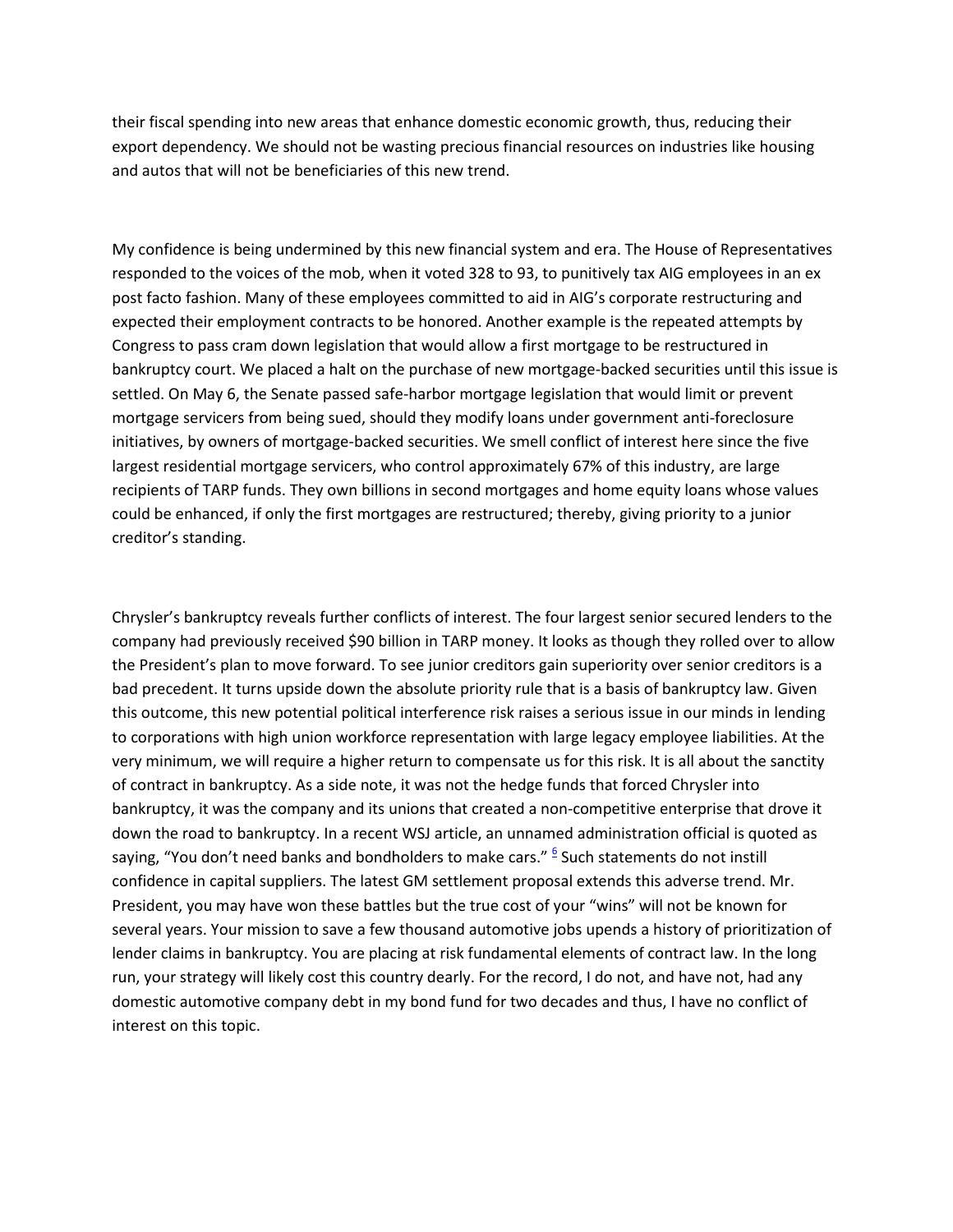their fiscal spending into new areas that enhance domestic economic growth, thus, reducing their export dependency. We should not be wasting precious financial resources on industries like housing and autos that will not be beneficiaries of this new trend.

My confidence is being undermined by this new financial system and era. The House of Representatives responded to the voices of the mob, when it voted 328 to 93, to punitively tax AIG employees in an ex post facto fashion. Many of these employees committed to aid in AIG's corporate restructuring and expected their employment contracts to be honored. Another example is the repeated attempts by Congress to pass cram down legislation that would allow a first mortgage to be restructured in bankruptcy court. We placed a halt on the purchase of new mortgage-backed securities until this issue is settled. On May 6, the Senate passed safe-harbor mortgage legislation that would limit or prevent mortgage servicers from being sued, should they modify loans under government anti-foreclosure initiatives, by owners of mortgage-backed securities. We smell conflict of interest here since the five largest residential mortgage servicers, who control approximately 67% of this industry, are large recipients of TARP funds. They own billions in second mortgages and home equity loans whose values could be enhanced, if only the first mortgages are restructured; thereby, giving priority to a junior creditor's standing.

Chrysler's bankruptcy reveals further conflicts of interest. The four largest senior secured lenders to the company had previously received $90 billion in TARP money. It looks as though they rolled over to allow the President's plan to move forward. To see junior creditors gain superiority over senior creditors is a bad precedent. It turns upside down the absolute priority rule that is a basis of bankruptcy law. Given this outcome, this new potential political interference risk raises a serious issue in our minds in lending to corporations with high union workforce representation with large legacy employee liabilities. At the very minimum, we will require a higher return to compensate us for this risk. It is all about the sanctity of contract in bankruptcy. As a side note, it was not the hedge funds that forced Chrysler into bankruptcy, it was the company and its unions that created a non-competitive enterprise that drove it down the road to bankruptcy. In a recent WSJ article, an unnamed administration official is quoted as saying, "You don't need banks and bondholders to make cars." [6] Such statements do not instill confidence in capital suppliers. The latest GM settlement proposal extends this adverse trend. Mr. President, you may have won these battles but the true cost of your "wins" will not be known for several years. Your mission to save a few thousand automotive jobs upends a history of prioritization of lender claims in bankruptcy. You are placing at risk fundamental elements of contract law. In the long run, your strategy will likely cost this country dearly. For the record, I do not, and have not, had any domestic automotive company debt in my bond fund for two decades and thus, I have no conflict of interest on this topic.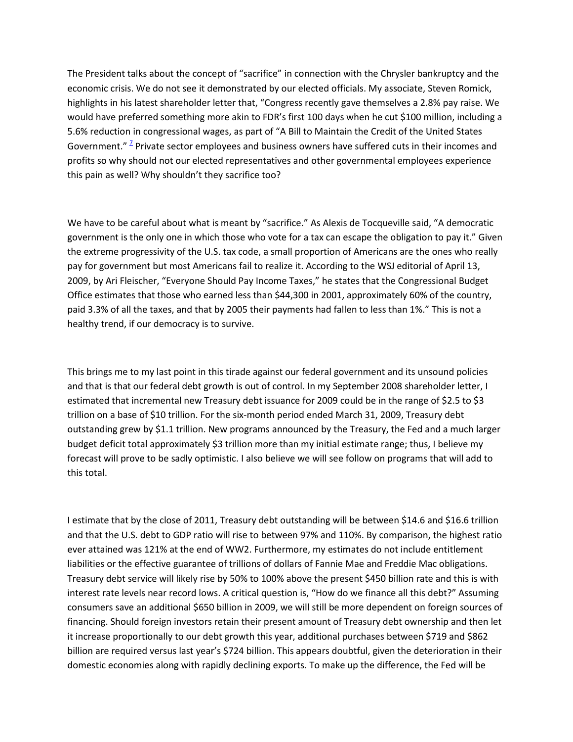The President talks about the concept of "sacrifice" in connection with the Chrysler bankruptcy and the economic crisis. We do not see it demonstrated by our elected officials. My associate, Steven Romick, highlights in his latest shareholder letter that, "Congress recently gave themselves a 2.8% pay raise. We would have preferred something more akin to FDR's first 100 days when he cut $100 million, including a 5.6% reduction in congressional wages, as part of "A Bill to Maintain the Credit of the United States Government." [7] Private sector employees and business owners have suffered cuts in their incomes and profits so why should not our elected representatives and other governmental employees experience this pain as well? Why shouldn't they sacrifice too?

We have to be careful about what is meant by "sacrifice." As Alexis de Tocqueville said, "A democratic government is the only one in which those who vote for a tax can escape the obligation to pay it." Given the extreme progressivity of the U.S. tax code, a small proportion of Americans are the ones who really pay for government but most Americans fail to realize it. According to the WSJ editorial of April 13, 2009, by Ari Fleischer, "Everyone Should Pay Income Taxes," he states that the Congressional Budget Office estimates that those who earned less than $44,300 in 2001, approximately 60% of the country, paid 3.3% of all the taxes, and that by 2005 their payments had fallen to less than 1%." This is not a healthy trend, if our democracy is to survive.

This brings me to my last point in this tirade against our federal government and its unsound policies and that is that our federal debt growth is out of control. In my September 2008 shareholder letter, I estimated that incremental new Treasury debt issuance for 2009 could be in the range of $2.5 to $3 trillion on a base of $10 trillion. For the six-month period ended March 31, 2009, Treasury debt outstanding grew by $1.1 trillion. New programs announced by the Treasury, the Fed and a much larger budget deficit total approximately $3 trillion more than my initial estimate range; thus, I believe my forecast will prove to be sadly optimistic. I also believe we will see follow on programs that will add to this total.

I estimate that by the close of 2011, Treasury debt outstanding will be between $14.6 and $16.6 trillion and that the U.S. debt to GDP ratio will rise to between 97% and 110%. By comparison, the highest ratio ever attained was 121% at the end of WW2. Furthermore, my estimates do not include entitlement liabilities or the effective guarantee of trillions of dollars of Fannie Mae and Freddie Mac obligations. Treasury debt service will likely rise by 50% to 100% above the present $450 billion rate and this is with interest rate levels near record lows. A critical question is, "How do we finance all this debt?" Assuming consumers save an additional $650 billion in 2009, we will still be more dependent on foreign sources of financing. Should foreign investors retain their present amount of Treasury debt ownership and then let it increase proportionally to our debt growth this year, additional purchases between $719 and $862 billion are required versus last year's $724 billion. This appears doubtful, given the deterioration in their domestic economies along with rapidly declining exports. To make up the difference, the Fed will be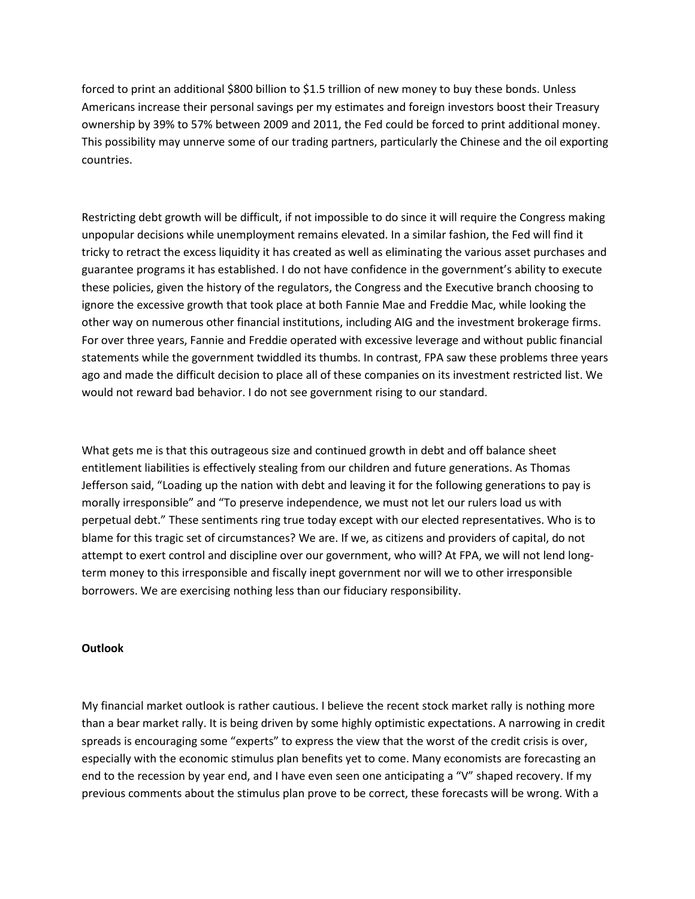forced to print an additional $800 billion to $1.5 trillion of new money to buy these bonds. Unless Americans increase their personal savings per my estimates and foreign investors boost their Treasury ownership by 39% to 57% between 2009 and 2011, the Fed could be forced to print additional money. This possibility may unnerve some of our trading partners, particularly the Chinese and the oil exporting countries.

Restricting debt growth will be difficult, if not impossible to do since it will require the Congress making unpopular decisions while unemployment remains elevated. In a similar fashion, the Fed will find it tricky to retract the excess liquidity it has created as well as eliminating the various asset purchases and guarantee programs it has established. I do not have confidence in the government's ability to execute these policies, given the history of the regulators, the Congress and the Executive branch choosing to ignore the excessive growth that took place at both Fannie Mae and Freddie Mac, while looking the other way on numerous other financial institutions, including AIG and the investment brokerage firms. For over three years, Fannie and Freddie operated with excessive leverage and without public financial statements while the government twiddled its thumbs. In contrast, FPA saw these problems three years ago and made the difficult decision to place all of these companies on its investment restricted list. We would not reward bad behavior. I do not see government rising to our standard.

What gets me is that this outrageous size and continued growth in debt and off balance sheet entitlement liabilities is effectively stealing from our children and future generations. As Thomas Jefferson said, "Loading up the nation with debt and leaving it for the following generations to pay is morally irresponsible" and "To preserve independence, we must not let our rulers load us with perpetual debt." These sentiments ring true today except with our elected representatives. Who is to blame for this tragic set of circumstances? We are. If we, as citizens and providers of capital, do not attempt to exert control and discipline over our government, who will? At FPA, we will not lend long-term money to this irresponsible and fiscally inept government nor will we to other irresponsible borrowers. We are exercising nothing less than our fiduciary responsibility.

**Outlook**

My financial market outlook is rather cautious. I believe the recent stock market rally is nothing more than a bear market rally. It is being driven by some highly optimistic expectations. A narrowing in credit spreads is encouraging some "experts" to express the view that the worst of the credit crisis is over, especially with the economic stimulus plan benefits yet to come. Many economists are forecasting an end to the recession by year end, and I have even seen one anticipating a "V" shaped recovery. If my previous comments about the stimulus plan prove to be correct, these forecasts will be wrong. With a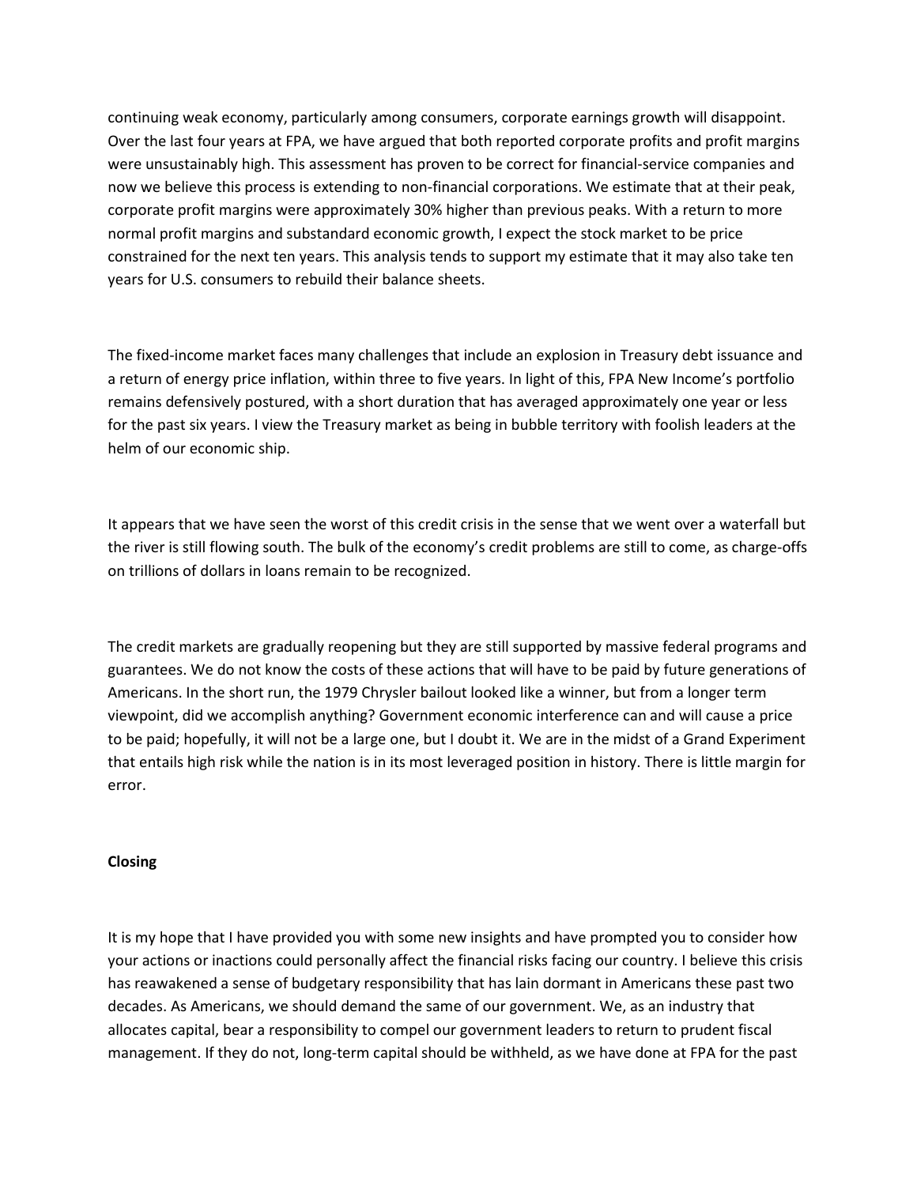continuing weak economy, particularly among consumers, corporate earnings growth will disappoint. Over the last four years at FPA, we have argued that both reported corporate profits and profit margins were unsustainably high. This assessment has proven to be correct for financial-service companies and now we believe this process is extending to non-financial corporations. We estimate that at their peak, corporate profit margins were approximately 30% higher than previous peaks. With a return to more normal profit margins and substandard economic growth, I expect the stock market to be price constrained for the next ten years. This analysis tends to support my estimate that it may also take ten years for U.S. consumers to rebuild their balance sheets.

The fixed-income market faces many challenges that include an explosion in Treasury debt issuance and a return of energy price inflation, within three to five years. In light of this, FPA New Income's portfolio remains defensively postured, with a short duration that has averaged approximately one year or less for the past six years. I view the Treasury market as being in bubble territory with foolish leaders at the helm of our economic ship.

It appears that we have seen the worst of this credit crisis in the sense that we went over a waterfall but the river is still flowing south. The bulk of the economy's credit problems are still to come, as charge-offs on trillions of dollars in loans remain to be recognized.

The credit markets are gradually reopening but they are still supported by massive federal programs and guarantees. We do not know the costs of these actions that will have to be paid by future generations of Americans. In the short run, the 1979 Chrysler bailout looked like a winner, but from a longer term viewpoint, did we accomplish anything? Government economic interference can and will cause a price to be paid; hopefully, it will not be a large one, but I doubt it. We are in the midst of a Grand Experiment that entails high risk while the nation is in its most leveraged position in history. There is little margin for error.

**Closing**

It is my hope that I have provided you with some new insights and have prompted you to consider how your actions or inactions could personally affect the financial risks facing our country. I believe this crisis has reawakened a sense of budgetary responsibility that has lain dormant in Americans these past two decades. As Americans, we should demand the same of our government. We, as an industry that allocates capital, bear a responsibility to compel our government leaders to return to prudent fiscal management. If they do not, long-term capital should be withheld, as we have done at FPA for the past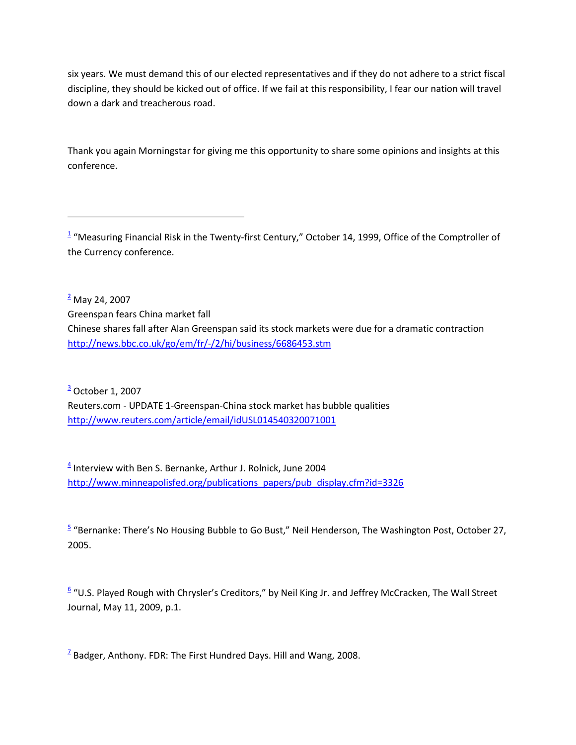six years. We must demand this of our elected representatives and if they do not adhere to a strict fiscal discipline, they should be kicked out of office. If we fail at this responsibility, I fear our nation will travel down a dark and treacherous road.

Thank you again Morningstar for giving me this opportunity to share some opinions and insights at this conference.

---

[1] "Measuring Financial Risk in the Twenty-first Century," October 14, 1999, Office of the Comptroller of the Currency conference.

[2] May 24, 2007
Greenspan fears China market fall
Chinese shares fall after Alan Greenspan said its stock markets were due for a dramatic contraction
http://news.bbc.co.uk/go/em/fr/-/2/hi/business/6686453.stm

[3] October 1, 2007
Reuters.com - UPDATE 1-Greenspan-China stock market has bubble qualities
http://www.reuters.com/article/email/idUSL014540320071001

[4] Interview with Ben S. Bernanke, Arthur J. Rolnick, June 2004
http://www.minneapolisfed.org/publications_papers/pub_display.cfm?id=3326

[5] "Bernanke: There's No Housing Bubble to Go Bust," Neil Henderson, The Washington Post, October 27, 2005.

[6] "U.S. Played Rough with Chrysler's Creditors," by Neil King Jr. and Jeffrey McCracken, The Wall Street Journal, May 11, 2009, p.1.

[7] Badger, Anthony. FDR: The First Hundred Days. Hill and Wang, 2008.